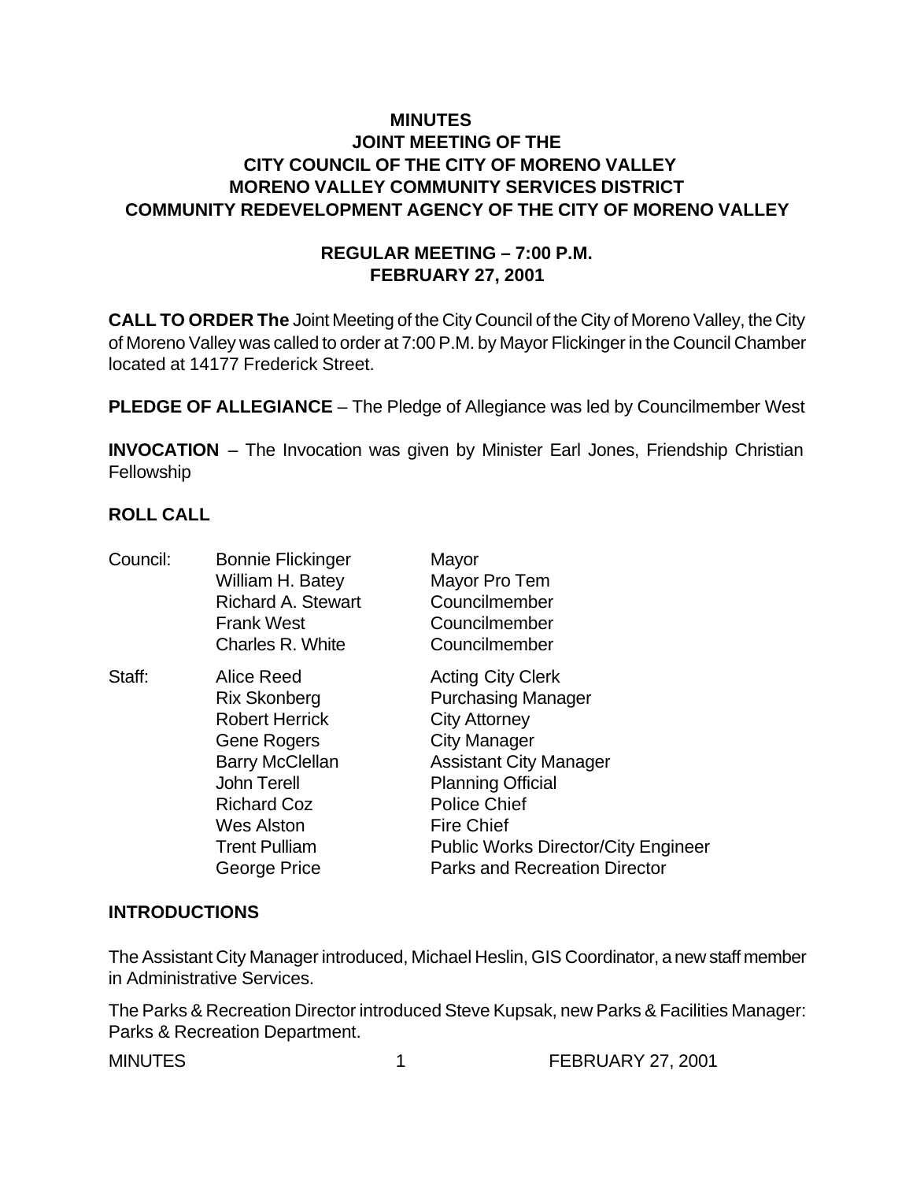# MINUTES
## JOINT MEETING OF THE
## CITY COUNCIL OF THE CITY OF MORENO VALLEY
## MORENO VALLEY COMMUNITY SERVICES DISTRICT
## COMMUNITY REDEVELOPMENT AGENCY OF THE CITY OF MORENO VALLEY

### REGULAR MEETING – 7:00 P.M.
### FEBRUARY 27, 2001

**CALL TO ORDER The** Joint Meeting of the City Council of the City of Moreno Valley, the City of Moreno Valley was called to order at 7:00 P.M. by Mayor Flickinger in the Council Chamber located at 14177 Frederick Street.

**PLEDGE OF ALLEGIANCE** – The Pledge of Allegiance was led by Councilmember West

**INVOCATION** – The Invocation was given by Minister Earl Jones, Friendship Christian Fellowship

**ROLL CALL**

| | | |
|---|---|---|
| Council: | Bonnie Flickinger | Mayor |
| | William H. Batey | Mayor Pro Tem |
| | Richard A. Stewart | Councilmember |
| | Frank West | Councilmember |
| | Charles R. White | Councilmember |
| Staff: | Alice Reed | Acting City Clerk |
| | Rix Skonberg | Purchasing Manager |
| | Robert Herrick | City Attorney |
| | Gene Rogers | City Manager |
| | Barry McClellan | Assistant City Manager |
| | John Terell | Planning Official |
| | Richard Coz | Police Chief |
| | Wes Alston | Fire Chief |
| | Trent Pulliam | Public Works Director/City Engineer |
| | George Price | Parks and Recreation Director |

**INTRODUCTIONS**

The Assistant City Manager introduced, Michael Heslin, GIS Coordinator, a new staff member in Administrative Services.

The Parks & Recreation Director introduced Steve Kupsak, new Parks & Facilities Manager: Parks & Recreation Department.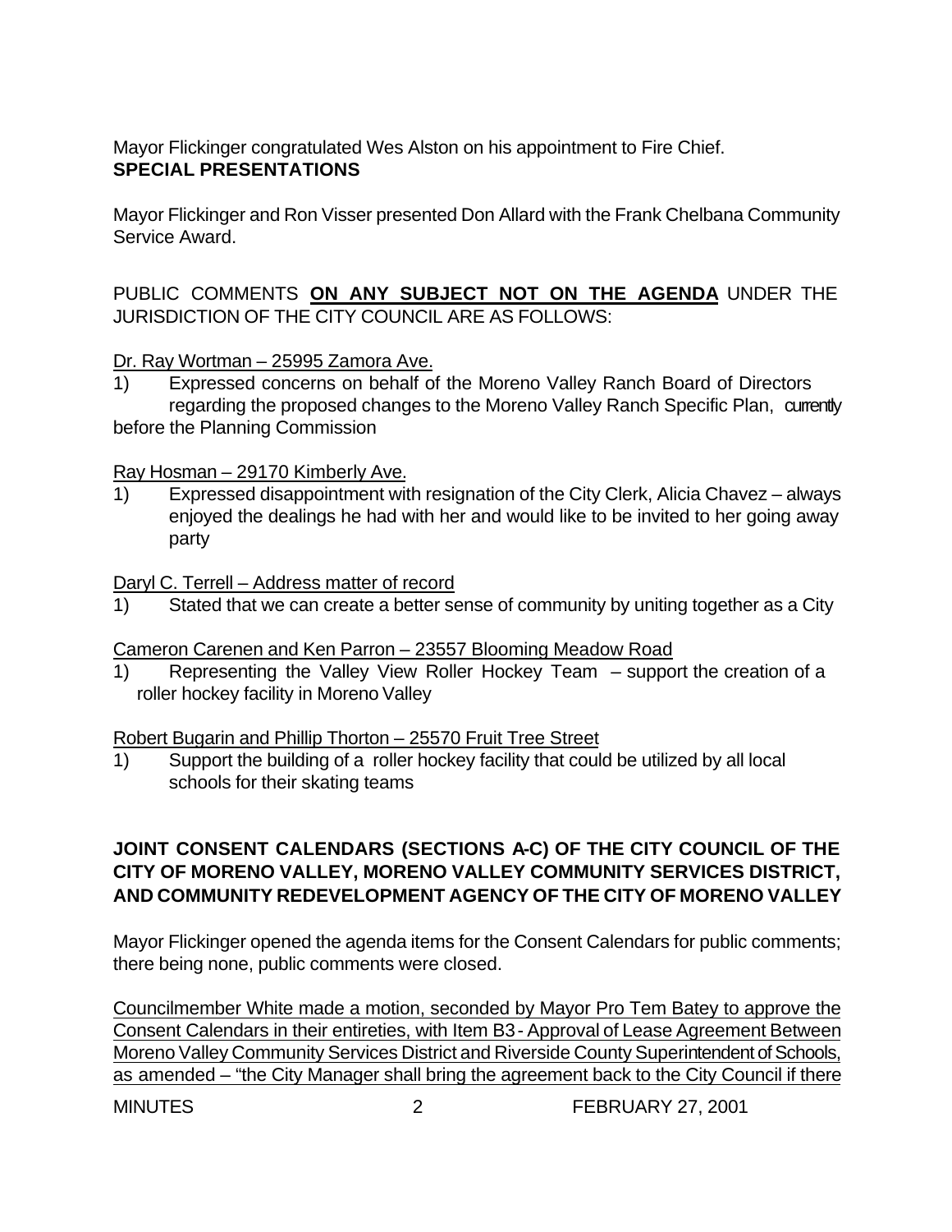Mayor Flickinger congratulated Wes Alston on his appointment to Fire Chief.

**SPECIAL PRESENTATIONS**

Mayor Flickinger and Ron Visser presented Don Allard with the Frank Chelbana Community Service Award.

PUBLIC COMMENTS **ON ANY SUBJECT NOT ON THE AGENDA** UNDER THE JURISDICTION OF THE CITY COUNCIL ARE AS FOLLOWS:

Dr. Ray Wortman – 25995 Zamora Ave.

1) Expressed concerns on behalf of the Moreno Valley Ranch Board of Directors regarding the proposed changes to the Moreno Valley Ranch Specific Plan, currently before the Planning Commission

Ray Hosman – 29170 Kimberly Ave.

1) Expressed disappointment with resignation of the City Clerk, Alicia Chavez – always enjoyed the dealings he had with her and would like to be invited to her going away party

Daryl C. Terrell – Address matter of record

1) Stated that we can create a better sense of community by uniting together as a City

Cameron Carenen and Ken Parron – 23557 Blooming Meadow Road

1) Representing the Valley View Roller Hockey Team – support the creation of a roller hockey facility in Moreno Valley

Robert Bugarin and Phillip Thorton – 25570 Fruit Tree Street

1) Support the building of a roller hockey facility that could be utilized by all local schools for their skating teams

**JOINT CONSENT CALENDARS (SECTIONS A-C) OF THE CITY COUNCIL OF THE CITY OF MORENO VALLEY, MORENO VALLEY COMMUNITY SERVICES DISTRICT, AND COMMUNITY REDEVELOPMENT AGENCY OF THE CITY OF MORENO VALLEY**

Mayor Flickinger opened the agenda items for the Consent Calendars for public comments; there being none, public comments were closed.

Councilmember White made a motion, seconded by Mayor Pro Tem Batey to approve the Consent Calendars in their entireties, with Item B3 - Approval of Lease Agreement Between Moreno Valley Community Services District and Riverside County Superintendent of Schools, as amended – "the City Manager shall bring the agreement back to the City Council if there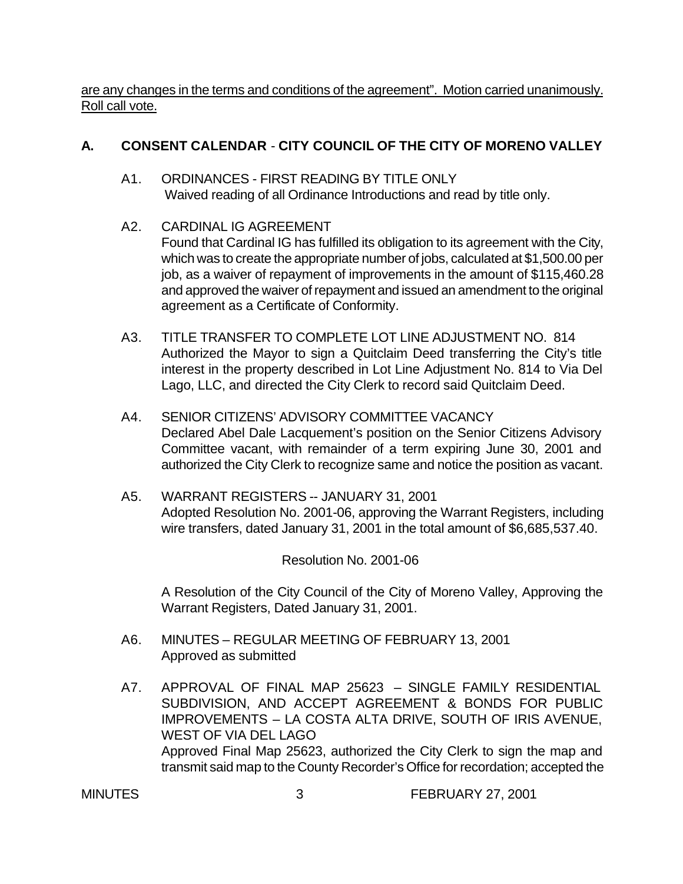are any changes in the terms and conditions of the agreement". Motion carried unanimously. Roll call vote.

## A. CONSENT CALENDAR - CITY COUNCIL OF THE CITY OF MORENO VALLEY

A1. ORDINANCES - FIRST READING BY TITLE ONLY
Waived reading of all Ordinance Introductions and read by title only.

A2. CARDINAL IG AGREEMENT
Found that Cardinal IG has fulfilled its obligation to its agreement with the City, which was to create the appropriate number of jobs, calculated at $1,500.00 per job, as a waiver of repayment of improvements in the amount of $115,460.28 and approved the waiver of repayment and issued an amendment to the original agreement as a Certificate of Conformity.

A3. TITLE TRANSFER TO COMPLETE LOT LINE ADJUSTMENT NO. 814
Authorized the Mayor to sign a Quitclaim Deed transferring the City's title interest in the property described in Lot Line Adjustment No. 814 to Via Del Lago, LLC, and directed the City Clerk to record said Quitclaim Deed.

A4. SENIOR CITIZENS' ADVISORY COMMITTEE VACANCY
Declared Abel Dale Lacquement's position on the Senior Citizens Advisory Committee vacant, with remainder of a term expiring June 30, 2001 and authorized the City Clerk to recognize same and notice the position as vacant.

A5. WARRANT REGISTERS -- JANUARY 31, 2001
Adopted Resolution No. 2001-06, approving the Warrant Registers, including wire transfers, dated January 31, 2001 in the total amount of $6,685,537.40.

Resolution No. 2001-06

A Resolution of the City Council of the City of Moreno Valley, Approving the Warrant Registers, Dated January 31, 2001.

A6. MINUTES – REGULAR MEETING OF FEBRUARY 13, 2001
Approved as submitted

A7. APPROVAL OF FINAL MAP 25623 – SINGLE FAMILY RESIDENTIAL SUBDIVISION, AND ACCEPT AGREEMENT & BONDS FOR PUBLIC IMPROVEMENTS – LA COSTA ALTA DRIVE, SOUTH OF IRIS AVENUE, WEST OF VIA DEL LAGO
Approved Final Map 25623, authorized the City Clerk to sign the map and transmit said map to the County Recorder's Office for recordation; accepted the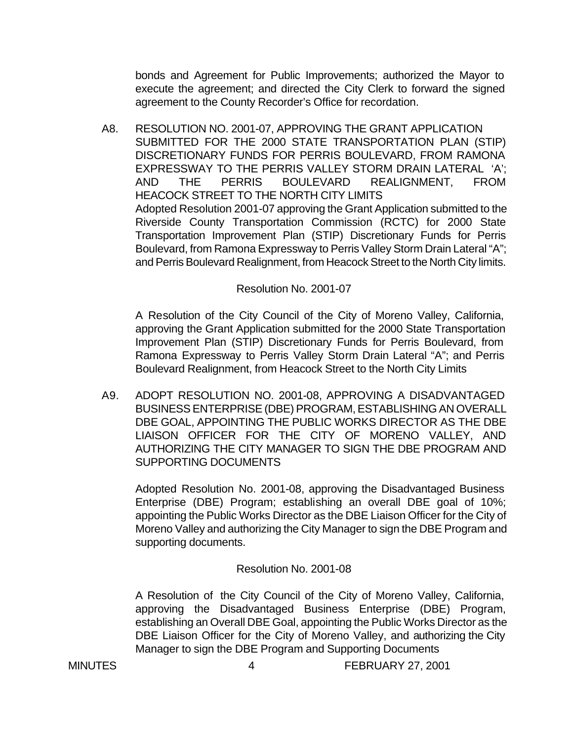bonds and Agreement for Public Improvements; authorized the Mayor to execute the agreement; and directed the City Clerk to forward the signed agreement to the County Recorder's Office for recordation.

A8. RESOLUTION NO. 2001-07, APPROVING THE GRANT APPLICATION SUBMITTED FOR THE 2000 STATE TRANSPORTATION PLAN (STIP) DISCRETIONARY FUNDS FOR PERRIS BOULEVARD, FROM RAMONA EXPRESSWAY TO THE PERRIS VALLEY STORM DRAIN LATERAL 'A'; AND THE PERRIS BOULEVARD REALIGNMENT, FROM HEACOCK STREET TO THE NORTH CITY LIMITS

Adopted Resolution 2001-07 approving the Grant Application submitted to the Riverside County Transportation Commission (RCTC) for 2000 State Transportation Improvement Plan (STIP) Discretionary Funds for Perris Boulevard, from Ramona Expressway to Perris Valley Storm Drain Lateral "A"; and Perris Boulevard Realignment, from Heacock Street to the North City limits.

Resolution No. 2001-07

A Resolution of the City Council of the City of Moreno Valley, California, approving the Grant Application submitted for the 2000 State Transportation Improvement Plan (STIP) Discretionary Funds for Perris Boulevard, from Ramona Expressway to Perris Valley Storm Drain Lateral "A"; and Perris Boulevard Realignment, from Heacock Street to the North City Limits

A9. ADOPT RESOLUTION NO. 2001-08, APPROVING A DISADVANTAGED BUSINESS ENTERPRISE (DBE) PROGRAM, ESTABLISHING AN OVERALL DBE GOAL, APPOINTING THE PUBLIC WORKS DIRECTOR AS THE DBE LIAISON OFFICER FOR THE CITY OF MORENO VALLEY, AND AUTHORIZING THE CITY MANAGER TO SIGN THE DBE PROGRAM AND SUPPORTING DOCUMENTS

Adopted Resolution No. 2001-08, approving the Disadvantaged Business Enterprise (DBE) Program; establishing an overall DBE goal of 10%; appointing the Public Works Director as the DBE Liaison Officer for the City of Moreno Valley and authorizing the City Manager to sign the DBE Program and supporting documents.

Resolution No. 2001-08

A Resolution of the City Council of the City of Moreno Valley, California, approving the Disadvantaged Business Enterprise (DBE) Program, establishing an Overall DBE Goal, appointing the Public Works Director as the DBE Liaison Officer for the City of Moreno Valley, and authorizing the City Manager to sign the DBE Program and Supporting Documents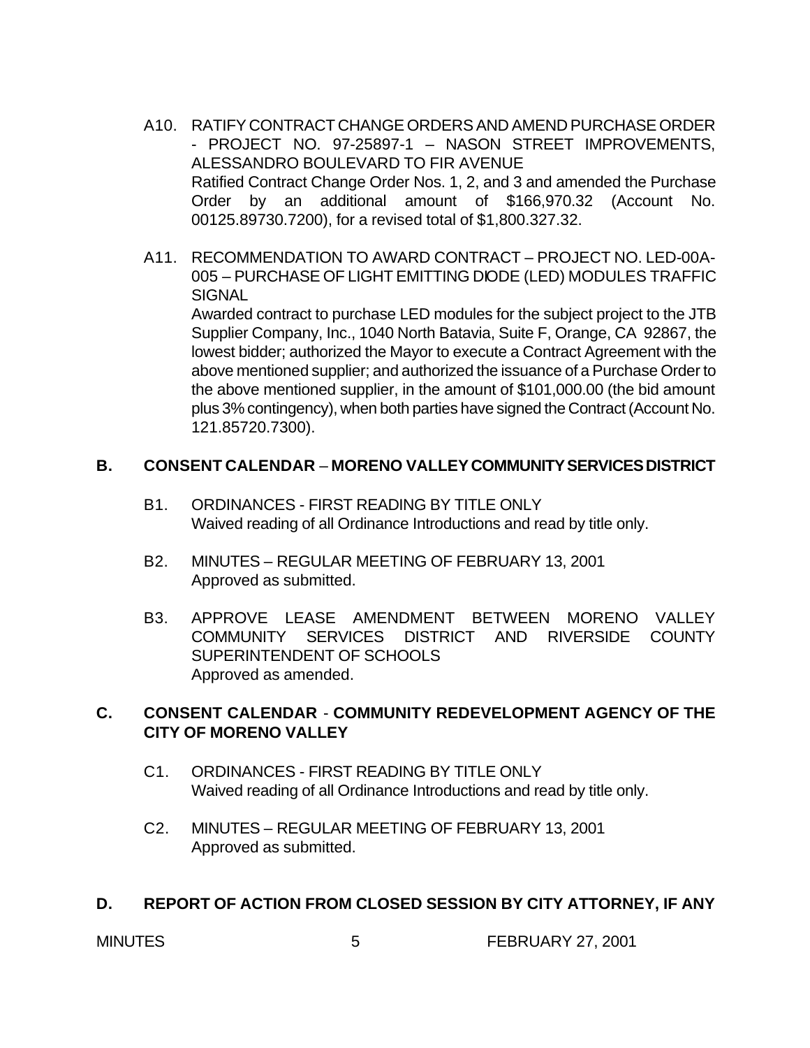A10. RATIFY CONTRACT CHANGE ORDERS AND AMEND PURCHASE ORDER - PROJECT NO. 97-25897-1 – NASON STREET IMPROVEMENTS, ALESSANDRO BOULEVARD TO FIR AVENUE
Ratified Contract Change Order Nos. 1, 2, and 3 and amended the Purchase Order by an additional amount of $166,970.32 (Account No. 00125.89730.7200), for a revised total of $1,800.327.32.

A11. RECOMMENDATION TO AWARD CONTRACT – PROJECT NO. LED-00A-005 – PURCHASE OF LIGHT EMITTING DIODE (LED) MODULES TRAFFIC SIGNAL
Awarded contract to purchase LED modules for the subject project to the JTB Supplier Company, Inc., 1040 North Batavia, Suite F, Orange, CA 92867, the lowest bidder; authorized the Mayor to execute a Contract Agreement with the above mentioned supplier; and authorized the issuance of a Purchase Order to the above mentioned supplier, in the amount of $101,000.00 (the bid amount plus 3% contingency), when both parties have signed the Contract (Account No. 121.85720.7300).

## B. CONSENT CALENDAR – MORENO VALLEY COMMUNITY SERVICES DISTRICT

B1. ORDINANCES - FIRST READING BY TITLE ONLY
Waived reading of all Ordinance Introductions and read by title only.

B2. MINUTES – REGULAR MEETING OF FEBRUARY 13, 2001
Approved as submitted.

B3. APPROVE LEASE AMENDMENT BETWEEN MORENO VALLEY COMMUNITY SERVICES DISTRICT AND RIVERSIDE COUNTY SUPERINTENDENT OF SCHOOLS
Approved as amended.

## C. CONSENT CALENDAR - COMMUNITY REDEVELOPMENT AGENCY OF THE CITY OF MORENO VALLEY

C1. ORDINANCES - FIRST READING BY TITLE ONLY
Waived reading of all Ordinance Introductions and read by title only.

C2. MINUTES – REGULAR MEETING OF FEBRUARY 13, 2001
Approved as submitted.

## D. REPORT OF ACTION FROM CLOSED SESSION BY CITY ATTORNEY, IF ANY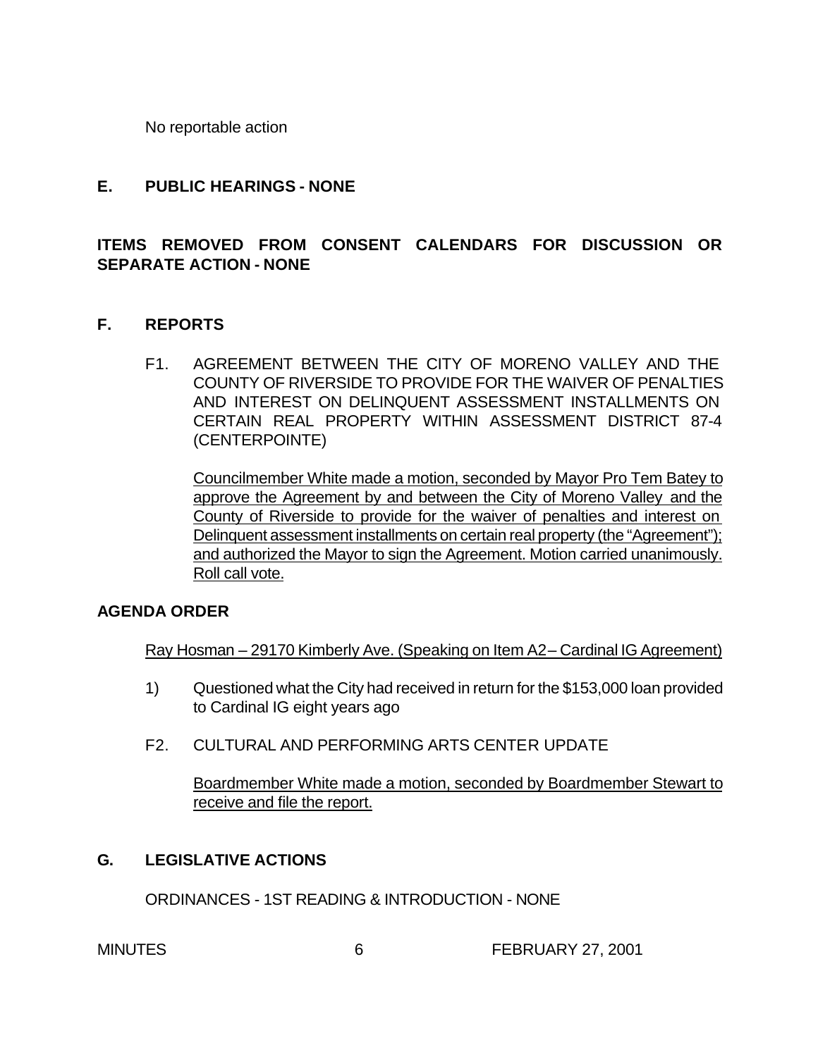No reportable action

## E. PUBLIC HEARINGS - NONE

## ITEMS REMOVED FROM CONSENT CALENDARS FOR DISCUSSION OR SEPARATE ACTION - NONE

## F. REPORTS

F1. AGREEMENT BETWEEN THE CITY OF MORENO VALLEY AND THE COUNTY OF RIVERSIDE TO PROVIDE FOR THE WAIVER OF PENALTIES AND INTEREST ON DELINQUENT ASSESSMENT INSTALLMENTS ON CERTAIN REAL PROPERTY WITHIN ASSESSMENT DISTRICT 87-4 (CENTERPOINTE)

Councilmember White made a motion, seconded by Mayor Pro Tem Batey to approve the Agreement by and between the City of Moreno Valley and the County of Riverside to provide for the waiver of penalties and interest on Delinquent assessment installments on certain real property (the "Agreement"); and authorized the Mayor to sign the Agreement. Motion carried unanimously. Roll call vote.

### AGENDA ORDER

Ray Hosman – 29170 Kimberly Ave. (Speaking on Item A2 – Cardinal IG Agreement)

1) Questioned what the City had received in return for the $153,000 loan provided to Cardinal IG eight years ago

F2. CULTURAL AND PERFORMING ARTS CENTER UPDATE

Boardmember White made a motion, seconded by Boardmember Stewart to receive and file the report.

## G. LEGISLATIVE ACTIONS

ORDINANCES - 1ST READING & INTRODUCTION - NONE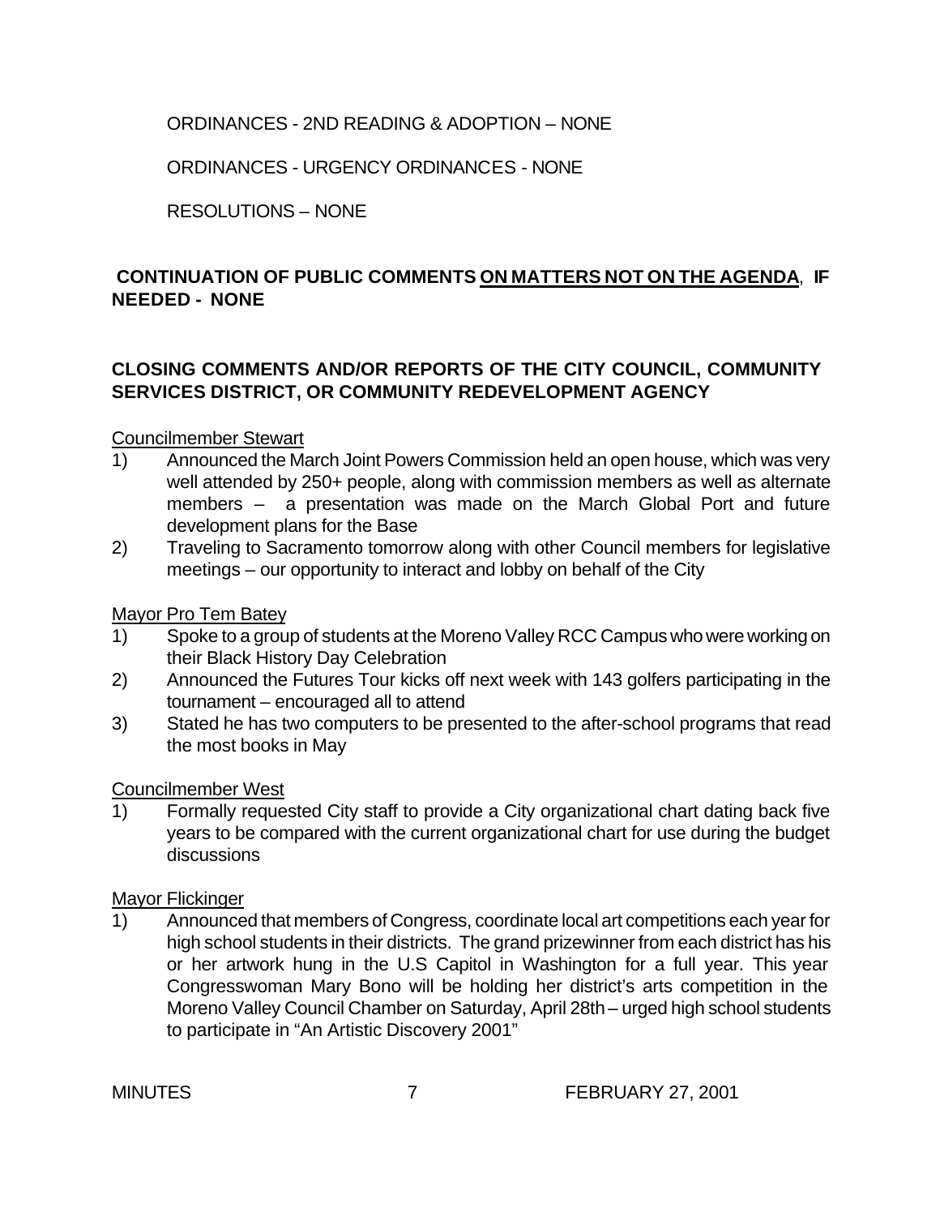ORDINANCES - 2ND READING & ADOPTION – NONE

ORDINANCES - URGENCY ORDINANCES - NONE

RESOLUTIONS – NONE

**CONTINUATION OF PUBLIC COMMENTS <u>ON MATTERS NOT ON THE AGENDA</u>, IF NEEDED - NONE**

**CLOSING COMMENTS AND/OR REPORTS OF THE CITY COUNCIL, COMMUNITY SERVICES DISTRICT, OR COMMUNITY REDEVELOPMENT AGENCY**

<u>Councilmember Stewart</u>

1) Announced the March Joint Powers Commission held an open house, which was very well attended by 250+ people, along with commission members as well as alternate members – a presentation was made on the March Global Port and future development plans for the Base
2) Traveling to Sacramento tomorrow along with other Council members for legislative meetings – our opportunity to interact and lobby on behalf of the City

<u>Mayor Pro Tem Batey</u>

1) Spoke to a group of students at the Moreno Valley RCC Campus who were working on their Black History Day Celebration
2) Announced the Futures Tour kicks off next week with 143 golfers participating in the tournament – encouraged all to attend
3) Stated he has two computers to be presented to the after-school programs that read the most books in May

<u>Councilmember West</u>

1) Formally requested City staff to provide a City organizational chart dating back five years to be compared with the current organizational chart for use during the budget discussions

<u>Mayor Flickinger</u>

1) Announced that members of Congress, coordinate local art competitions each year for high school students in their districts. The grand prizewinner from each district has his or her artwork hung in the U.S Capitol in Washington for a full year. This year Congresswoman Mary Bono will be holding her district's arts competition in the Moreno Valley Council Chamber on Saturday, April 28th – urged high school students to participate in "An Artistic Discovery 2001"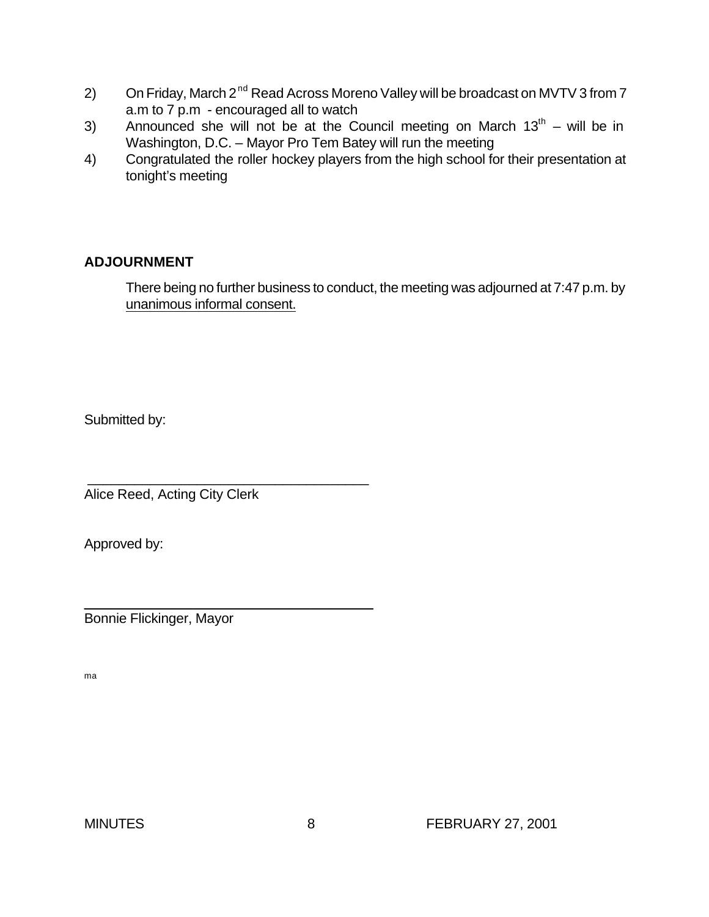2) On Friday, March 2nd Read Across Moreno Valley will be broadcast on MVTV 3 from 7 a.m to 7 p.m - encouraged all to watch
3) Announced she will not be at the Council meeting on March 13th – will be in Washington, D.C. – Mayor Pro Tem Batey will run the meeting
4) Congratulated the roller hockey players from the high school for their presentation at tonight's meeting

**ADJOURNMENT**

There being no further business to conduct, the meeting was adjourned at 7:47 p.m. by unanimous informal consent.

Submitted by:

\_\_\_\_\_\_\_\_\_\_\_\_\_\_\_\_\_\_\_\_\_\_\_\_\_\_\_\_\_\_\_\_\_\_\_\_\_\_
Alice Reed, Acting City Clerk

Approved by:

\_\_\_\_\_\_\_\_\_\_\_\_\_\_\_\_\_\_\_\_\_\_\_\_\_\_\_\_\_\_\_\_\_\_\_\_\_\_
Bonnie Flickinger, Mayor

ma